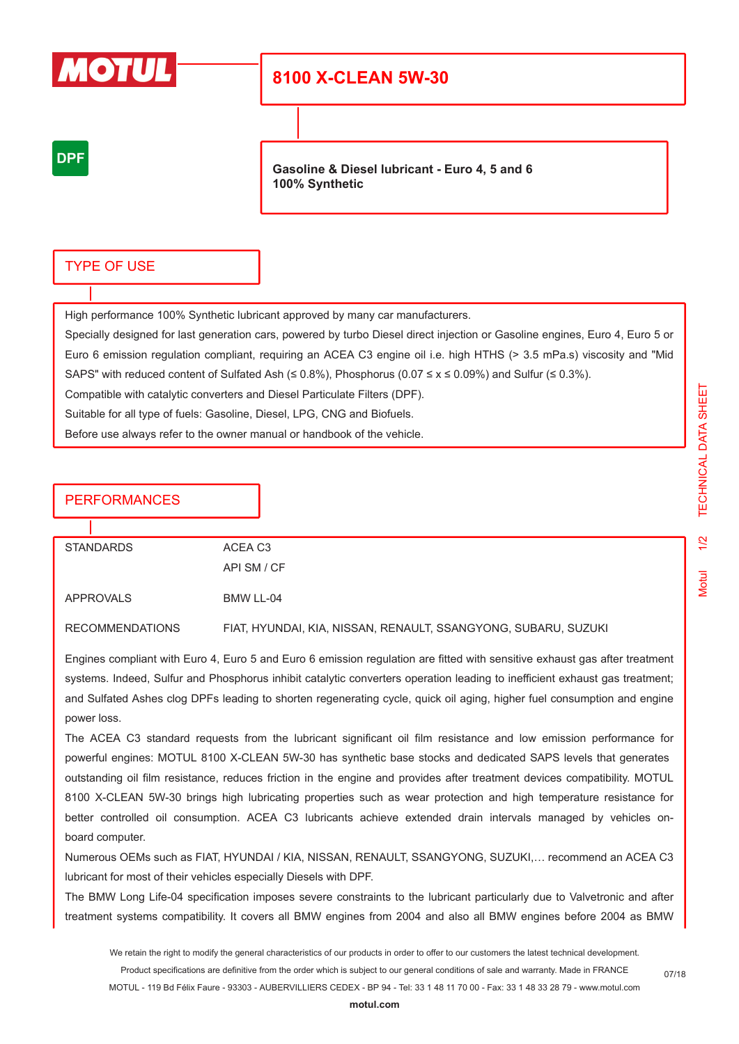MOTUL

# 8100 X-CLEAN 5W-30

DPF

**Gasoline & Diesel lubricant - Euro 4, 5 and 6**
**100% Synthetic**

## TYPE OF USE

High performance 100% Synthetic lubricant approved by many car manufacturers.

Specially designed for last generation cars, powered by turbo Diesel direct injection or Gasoline engines, Euro 4, Euro 5 or Euro 6 emission regulation compliant, requiring an ACEA C3 engine oil i.e. high HTHS (> 3.5 mPa.s) viscosity and "Mid SAPS" with reduced content of Sulfated Ash (≤ 0.8%), Phosphorus (0.07 ≤ x ≤ 0.09%) and Sulfur (≤ 0.3%).

Compatible with catalytic converters and Diesel Particulate Filters (DPF).

Suitable for all type of fuels: Gasoline, Diesel, LPG, CNG and Biofuels.

Before use always refer to the owner manual or handbook of the vehicle.

## PERFORMANCES

| | |
|---|---|
| STANDARDS | ACEA C3<br>API SM / CF |
| APPROVALS | BMW LL-04 |
| RECOMMENDATIONS | FIAT, HYUNDAI, KIA, NISSAN, RENAULT, SSANGYONG, SUBARU, SUZUKI |

Engines compliant with Euro 4, Euro 5 and Euro 6 emission regulation are fitted with sensitive exhaust gas after treatment systems. Indeed, Sulfur and Phosphorus inhibit catalytic converters operation leading to inefficient exhaust gas treatment; and Sulfated Ashes clog DPFs leading to shorten regenerating cycle, quick oil aging, higher fuel consumption and engine power loss.

The ACEA C3 standard requests from the lubricant significant oil film resistance and low emission performance for powerful engines: MOTUL 8100 X-CLEAN 5W-30 has synthetic base stocks and dedicated SAPS levels that generates outstanding oil film resistance, reduces friction in the engine and provides after treatment devices compatibility. MOTUL 8100 X-CLEAN 5W-30 brings high lubricating properties such as wear protection and high temperature resistance for better controlled oil consumption. ACEA C3 lubricants achieve extended drain intervals managed by vehicles on-board computer.

Numerous OEMs such as FIAT, HYUNDAI / KIA, NISSAN, RENAULT, SSANGYONG, SUZUKI,… recommend an ACEA C3 lubricant for most of their vehicles especially Diesels with DPF.

The BMW Long Life-04 specification imposes severe constraints to the lubricant particularly due to Valvetronic and after treatment systems compatibility. It covers all BMW engines from 2004 and also all BMW engines before 2004 as BMW

We retain the right to modify the general characteristics of our products in order to offer to our customers the latest technical development.
Product specifications are definitive from the order which is subject to our general conditions of sale and warranty. Made in FRANCE
MOTUL - 119 Bd Félix Faure - 93303 - AUBERVILLIERS CEDEX - BP 94 - Tel: 33 1 48 11 70 00 - Fax: 33 1 48 33 28 79 - www.motul.com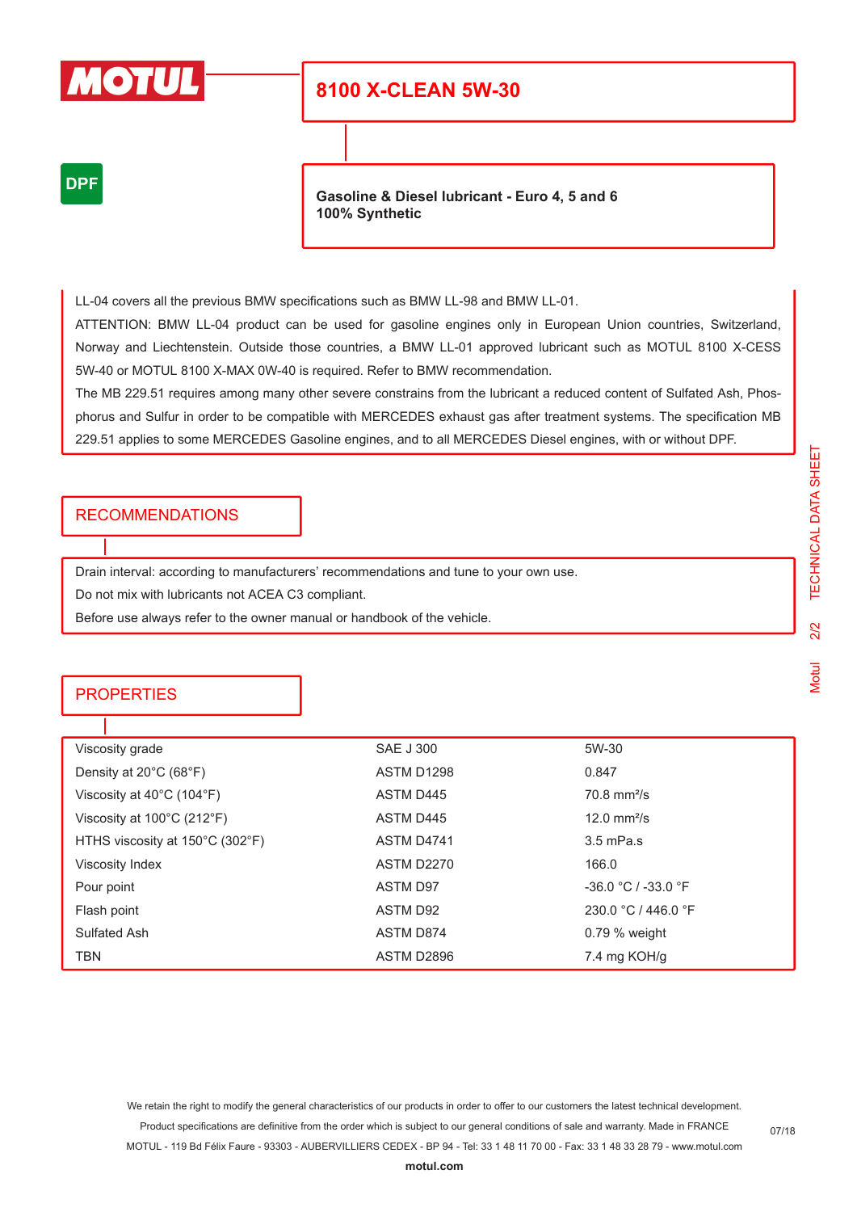# 8100 X-CLEAN 5W-30

DPF

**Gasoline & Diesel lubricant - Euro 4, 5 and 6**
**100% Synthetic**

LL-04 covers all the previous BMW specifications such as BMW LL-98 and BMW LL-01.

ATTENTION: BMW LL-04 product can be used for gasoline engines only in European Union countries, Switzerland, Norway and Liechtenstein. Outside those countries, a BMW LL-01 approved lubricant such as MOTUL 8100 X-CESS 5W-40 or MOTUL 8100 X-MAX 0W-40 is required. Refer to BMW recommendation.

The MB 229.51 requires among many other severe constrains from the lubricant a reduced content of Sulfated Ash, Phosphorus and Sulfur in order to be compatible with MERCEDES exhaust gas after treatment systems. The specification MB 229.51 applies to some MERCEDES Gasoline engines, and to all MERCEDES Diesel engines, with or without DPF.

## RECOMMENDATIONS

Drain interval: according to manufacturers' recommendations and tune to your own use.

Do not mix with lubricants not ACEA C3 compliant.

Before use always refer to the owner manual or handbook of the vehicle.

## PROPERTIES

| | | |
|---|---|---|
| Viscosity grade | SAE J 300 | 5W-30 |
| Density at 20°C (68°F) | ASTM D1298 | 0.847 |
| Viscosity at 40°C (104°F) | ASTM D445 | 70.8 mm²/s |
| Viscosity at 100°C (212°F) | ASTM D445 | 12.0 mm²/s |
| HTHS viscosity at 150°C (302°F) | ASTM D4741 | 3.5 mPa.s |
| Viscosity Index | ASTM D2270 | 166.0 |
| Pour point | ASTM D97 | -36.0 °C / -33.0 °F |
| Flash point | ASTM D92 | 230.0 °C / 446.0 °F |
| Sulfated Ash | ASTM D874 | 0.79 % weight |
| TBN | ASTM D2896 | 7.4 mg KOH/g |

We retain the right to modify the general characteristics of our products in order to offer to our customers the latest technical development.
Product specifications are definitive from the order which is subject to our general conditions of sale and warranty. Made in FRANCE
MOTUL - 119 Bd Félix Faure - 93303 - AUBERVILLIERS CEDEX - BP 94 - Tel: 33 1 48 11 70 00 - Fax: 33 1 48 33 28 79 - www.motul.com

07/18

**motul.com**